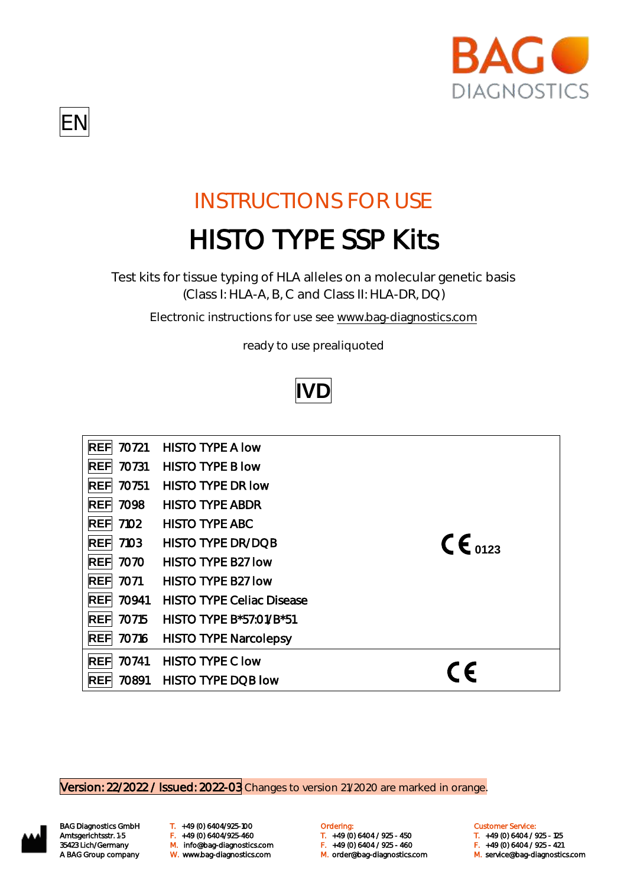BAG DIAGNOSTICS

EN

# INSTRUCTIONS FOR USE

# HISTO TYPE SSP Kits

Test kits for tissue typing of HLA alleles on a molecular genetic basis
(Class I: HLA-A, B, C and Class II: HLA-DR, DQ)

Electronic instructions for use see www.bag-diagnostics.com

ready to use prealiquoted

IVD

| REF | Product | |
|---|---|---|
| REF 70721 | HISTO TYPE A low | CE 0123 |
| REF 70731 | HISTO TYPE B low | |
| REF 70751 | HISTO TYPE DR low | |
| REF 7098 | HISTO TYPE ABDR | |
| REF 7102 | HISTO TYPE ABC | |
| REF 7103 | HISTO TYPE DR/DQB | |
| REF 7070 | HISTO TYPE B27 low | |
| REF 7071 | HISTO TYPE B27 low | |
| REF 70941 | HISTO TYPE Celiac Disease | |
| REF 70715 | HISTO TYPE B*57:01/B*51 | |
| REF 70716 | HISTO TYPE Narcolepsy | |
| REF 70741 | HISTO TYPE C low | CE |
| REF 70891 | HISTO TYPE DQB low | |

Version: 22/2022 / Issued: 2022-03 Changes to version 21/2020 are marked in orange.

BAG Diagnostics GmbH
Amtsgerichtsstr. 1-5
35423 Lich/Germany
A BAG Group company

T. +49 (0) 6404/925-100
F. +49 (0) 6404/925-460
M. info@bag-diagnostics.com
W. www.bag-diagnostics.com

Ordering:
T. +49 (0) 6404 / 925 - 450
F. +49 (0) 6404 / 925 - 460
M. order@bag-diagnostics.com

Customer Service:
T. +49 (0) 6404 / 925 - 125
F. +49 (0) 6404 / 925 - 421
M. service@bag-diagnostics.com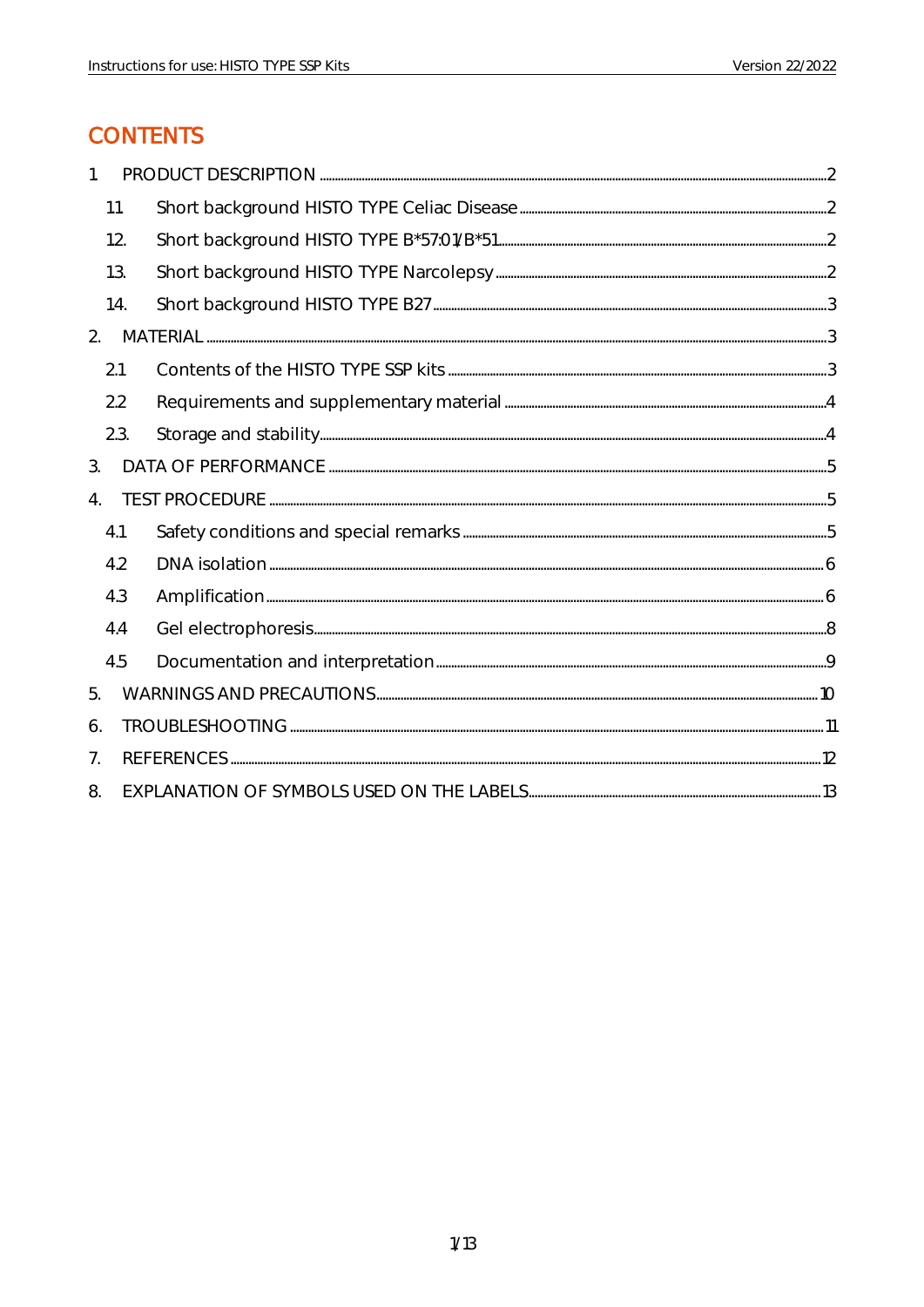# CONTENTS

1. PRODUCT DESCRIPTION ..... 2
   - 1.1 Short background HISTO TYPE Celiac Disease ..... 2
   - 1.2. Short background HISTO TYPE B*57:01/B*51 ..... 2
   - 1.3. Short background HISTO TYPE Narcolepsy ..... 2
   - 1.4. Short background HISTO TYPE B27 ..... 3
2. MATERIAL ..... 3
   - 2.1 Contents of the HISTO TYPE SSP kits ..... 3
   - 2.2 Requirements and supplementary material ..... 4
   - 2.3. Storage and stability ..... 4
3. DATA OF PERFORMANCE ..... 5
4. TEST PROCEDURE ..... 5
   - 4.1 Safety conditions and special remarks ..... 5
   - 4.2 DNA isolation ..... 6
   - 4.3 Amplification ..... 6
   - 4.4 Gel electrophoresis ..... 8
   - 4.5 Documentation and interpretation ..... 9
5. WARNINGS AND PRECAUTIONS ..... 10
6. TROUBLESHOOTING ..... 11
7. REFERENCES ..... 12
8. EXPLANATION OF SYMBOLS USED ON THE LABELS ..... 13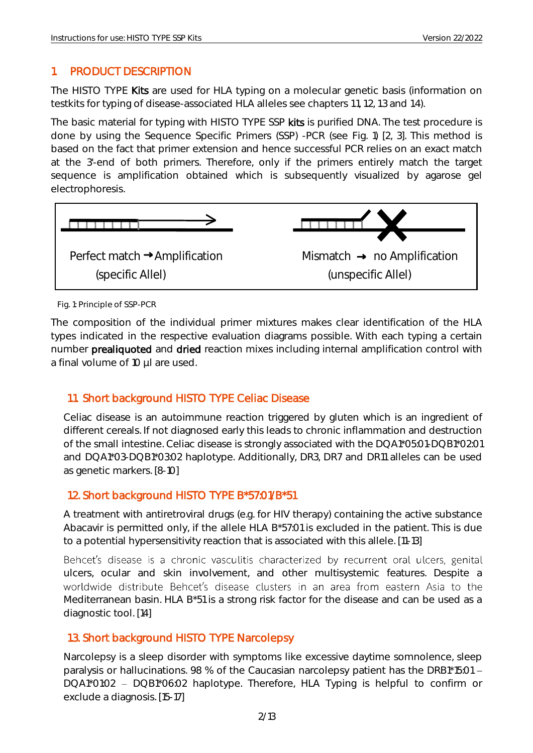## 1 PRODUCT DESCRIPTION

The HISTO TYPE Kits are used for HLA typing on a molecular genetic basis (information on testkits for typing of disease-associated HLA alleles see chapters 1.1, 1.2, 1.3 and 1.4).

The basic material for typing with HISTO TYPE SSP kits is purified DNA. The test procedure is done by using the Sequence Specific Primers (SSP) -PCR (see Fig. 1) [2, 3]. This method is based on the fact that primer extension and hence successful PCR relies on an exact match at the 3'-end of both primers. Therefore, only if the primers entirely match the target sequence is amplification obtained which is subsequently visualized by agarose gel electrophoresis.

Perfect match → Amplification (specific Allel)

Mismatch → no Amplification (unspecific Allel)

Fig. 1: Principle of SSP-PCR

The composition of the individual primer mixtures makes clear identification of the HLA types indicated in the respective evaluation diagrams possible. With each typing a certain number prealiquoted and dried reaction mixes including internal amplification control with a final volume of 10 µl are used.

### 1.1 Short background HISTO TYPE Celiac Disease

Celiac disease is an autoimmune reaction triggered by gluten which is an ingredient of different cereals. If not diagnosed early this leads to chronic inflammation and destruction of the small intestine. Celiac disease is strongly associated with the DQA1*05:01-DQB1*02:01 and DQA1*03-DQB1*03:02 haplotype. Additionally, DR3, DR7 and DR11 alleles can be used as genetic markers. [8-10]

### 1.2. Short background HISTO TYPE B*57:01/B*51

A treatment with antiretroviral drugs (e.g. for HIV therapy) containing the active substance Abacavir is permitted only, if the allele HLA B*57:01 is excluded in the patient. This is due to a potential hypersensitivity reaction that is associated with this allele. [11-13]

Behcet's disease is a chronic vasculitis characterized by recurrent oral ulcers, genital ulcers, ocular and skin involvement, and other multisystemic features. Despite a worldwide distribute Behcet's disease clusters in an area from eastern Asia to the Mediterranean basin. HLA B*51 is a strong risk factor for the disease and can be used as a diagnostic tool. [14]

### 1.3. Short background HISTO TYPE Narcolepsy

Narcolepsy is a sleep disorder with symptoms like excessive daytime somnolence, sleep paralysis or hallucinations. 98 % of the Caucasian narcolepsy patient has the DRB1*15:01 – DQA1*01:02 – DQB1*06:02 haplotype. Therefore, HLA Typing is helpful to confirm or exclude a diagnosis. [15-17]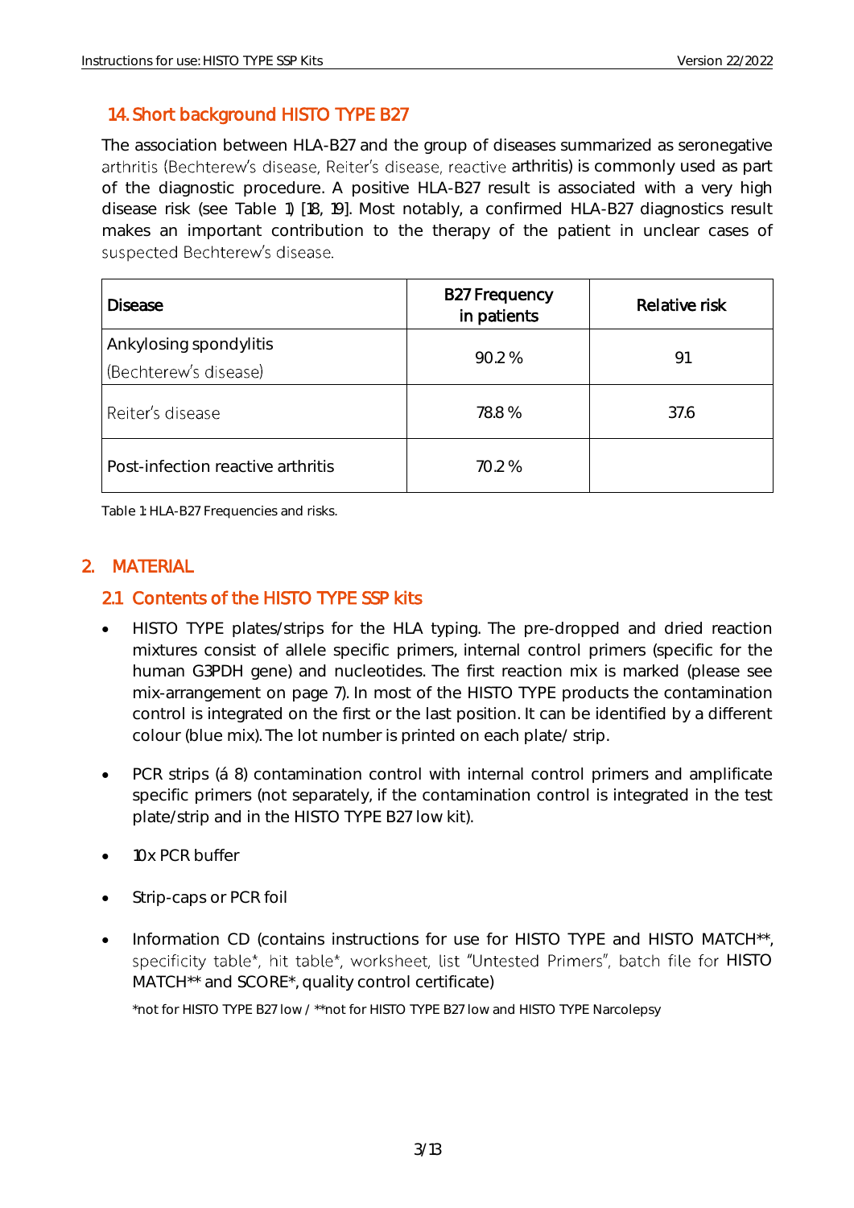## 14. Short background HISTO TYPE B27

The association between HLA-B27 and the group of diseases summarized as seronegative arthritis (Bechterew's disease, Reiter's disease, reactive arthritis) is commonly used as part of the diagnostic procedure. A positive HLA-B27 result is associated with a very high disease risk (see Table 1) [18, 19]. Most notably, a confirmed HLA-B27 diagnostics result makes an important contribution to the therapy of the patient in unclear cases of suspected Bechterew's disease.

| Disease | B27 Frequency in patients | Relative risk |
|---|---|---|
| Ankylosing spondylitis (Bechterew's disease) | 90.2 % | 91 |
| Reiter's disease | 78.8 % | 37.6 |
| Post-infection reactive arthritis | 70.2 % | |

Table 1: HLA-B27 Frequencies and risks.

# 2. MATERIAL

## 2.1 Contents of the HISTO TYPE SSP kits

- HISTO TYPE plates/strips for the HLA typing. The pre-dropped and dried reaction mixtures consist of allele specific primers, internal control primers (specific for the human G3PDH gene) and nucleotides. The first reaction mix is marked (please see mix-arrangement on page 7). In most of the HISTO TYPE products the contamination control is integrated on the first or the last position. It can be identified by a different colour (blue mix). The lot number is printed on each plate/ strip.
- PCR strips (á 8) contamination control with internal control primers and amplificate specific primers (not separately, if the contamination control is integrated in the test plate/strip and in the HISTO TYPE B27 low kit).
- 10x PCR buffer
- Strip-caps or PCR foil
- Information CD (contains instructions for use for HISTO TYPE and HISTO MATCH**, specificity table*, hit table*, worksheet, list "Untested Primers", batch file for HISTO MATCH** and SCORE*, quality control certificate)

*not for HISTO TYPE B27 low / **not for HISTO TYPE B27 low and HISTO TYPE Narcolepsy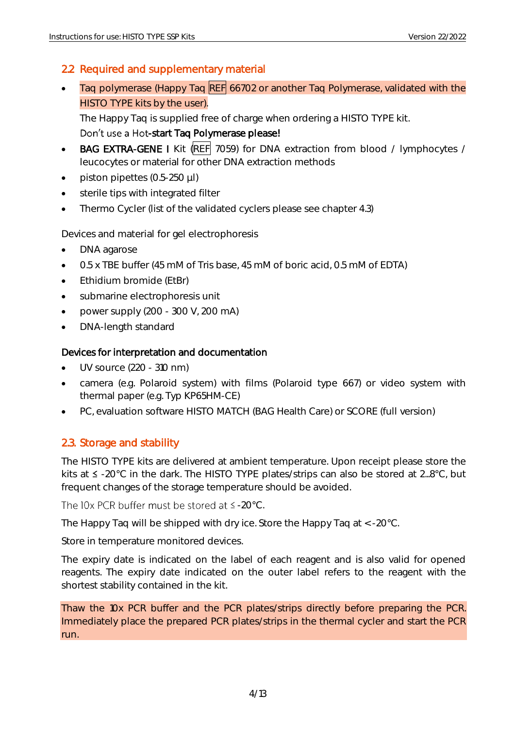## 2.2 Required and supplementary material

- Taq polymerase (Happy Taq REF 66702 or another Taq Polymerase, validated with the HISTO TYPE kits by the user).

  The Happy Taq is supplied free of charge when ordering a HISTO TYPE kit.

  **Don't use a Hot-start Taq Polymerase please!**
- **BAG EXTRA-GENE I** Kit (REF 7059) for DNA extraction from blood / lymphocytes / leucocytes or material for other DNA extraction methods
- piston pipettes (0.5-250 µl)
- sterile tips with integrated filter
- Thermo Cycler (list of the validated cyclers please see chapter 4.3)

Devices and material for gel electrophoresis

- DNA agarose
- 0.5 x TBE buffer (45 mM of Tris base, 45 mM of boric acid, 0.5 mM of EDTA)
- Ethidium bromide (EtBr)
- submarine electrophoresis unit
- power supply (200 - 300 V, 200 mA)
- DNA-length standard

**Devices for interpretation and documentation**

- UV source (220 - 310 nm)
- camera (e.g. Polaroid system) with films (Polaroid type 667) or video system with thermal paper (e.g. Typ KP65HM-CE)
- PC, evaluation software HISTO MATCH (BAG Health Care) or SCORE (full version)

## 2.3. Storage and stability

The HISTO TYPE kits are delivered at ambient temperature. Upon receipt please store the kits at ≤ -20°C in the dark. The HISTO TYPE plates/strips can also be stored at 2...8°C, but frequent changes of the storage temperature should be avoided.

The 10x PCR buffer must be stored at ≤ -20°C.

The Happy Taq will be shipped with dry ice. Store the Happy Taq at < -20°C.

Store in temperature monitored devices.

The expiry date is indicated on the label of each reagent and is also valid for opened reagents. The expiry date indicated on the outer label refers to the reagent with the shortest stability contained in the kit.

Thaw the 10x PCR buffer and the PCR plates/strips directly before preparing the PCR. Immediately place the prepared PCR plates/strips in the thermal cycler and start the PCR run.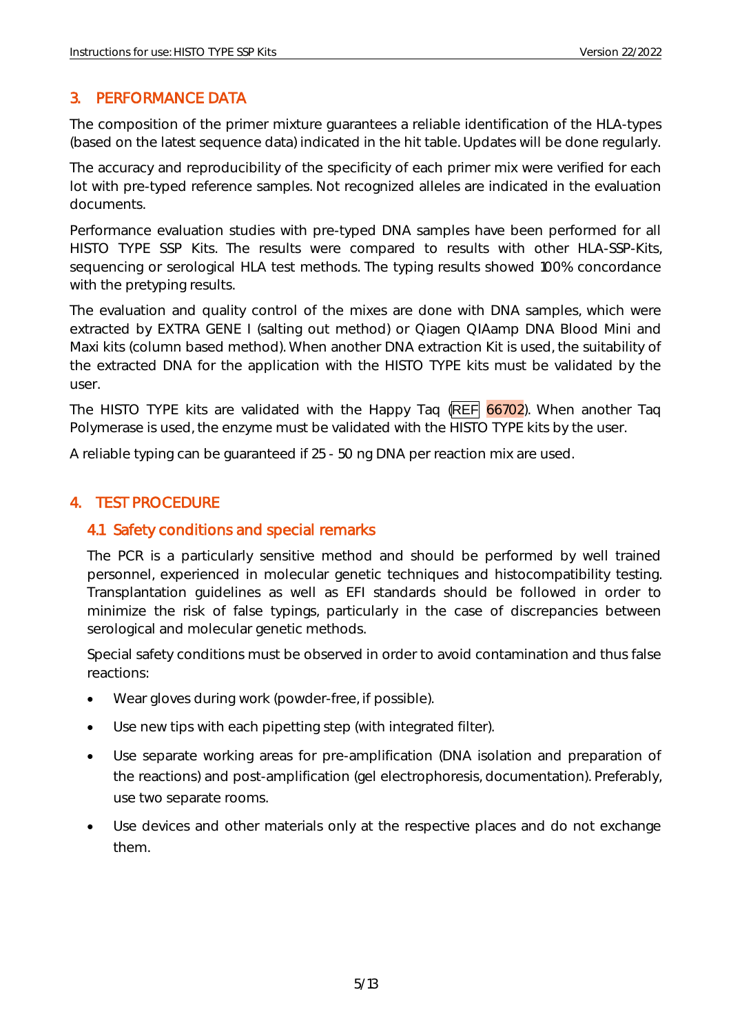## 3. PERFORMANCE DATA

The composition of the primer mixture guarantees a reliable identification of the HLA-types (based on the latest sequence data) indicated in the hit table. Updates will be done regularly.

The accuracy and reproducibility of the specificity of each primer mix were verified for each lot with pre-typed reference samples. Not recognized alleles are indicated in the evaluation documents.

Performance evaluation studies with pre-typed DNA samples have been performed for all HISTO TYPE SSP Kits. The results were compared to results with other HLA-SSP-Kits, sequencing or serological HLA test methods. The typing results showed 100% concordance with the pretyping results.

The evaluation and quality control of the mixes are done with DNA samples, which were extracted by EXTRA GENE I (salting out method) or Qiagen QIAamp DNA Blood Mini and Maxi kits (column based method). When another DNA extraction Kit is used, the suitability of the extracted DNA for the application with the HISTO TYPE kits must be validated by the user.

The HISTO TYPE kits are validated with the Happy Taq (REF 66702). When another Taq Polymerase is used, the enzyme must be validated with the HISTO TYPE kits by the user.

A reliable typing can be guaranteed if 25 - 50 ng DNA per reaction mix are used.

## 4. TEST PROCEDURE

### 4.1 Safety conditions and special remarks

The PCR is a particularly sensitive method and should be performed by well trained personnel, experienced in molecular genetic techniques and histocompatibility testing. Transplantation guidelines as well as EFI standards should be followed in order to minimize the risk of false typings, particularly in the case of discrepancies between serological and molecular genetic methods.

Special safety conditions must be observed in order to avoid contamination and thus false reactions:

- Wear gloves during work (powder-free, if possible).
- Use new tips with each pipetting step (with integrated filter).
- Use separate working areas for pre-amplification (DNA isolation and preparation of the reactions) and post-amplification (gel electrophoresis, documentation). Preferably, use two separate rooms.
- Use devices and other materials only at the respective places and do not exchange them.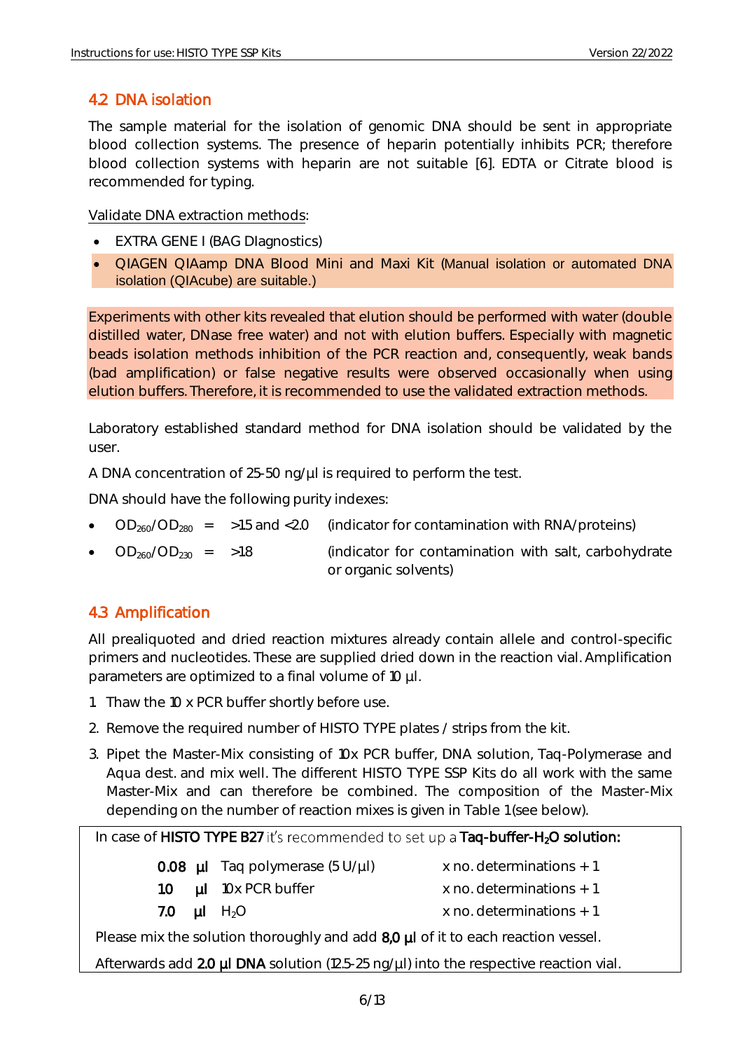## 4.2 DNA isolation

The sample material for the isolation of genomic DNA should be sent in appropriate blood collection systems. The presence of heparin potentially inhibits PCR; therefore blood collection systems with heparin are not suitable [6]. EDTA or Citrate blood is recommended for typing.

Validate DNA extraction methods:

- EXTRA GENE I (BAG DIagnostics)
- QIAGEN QIAamp DNA Blood Mini and Maxi Kit (Manual isolation or automated DNA isolation (QIAcube) are suitable.)

Experiments with other kits revealed that elution should be performed with water (double distilled water, DNase free water) and not with elution buffers. Especially with magnetic beads isolation methods inhibition of the PCR reaction and, consequently, weak bands (bad amplification) or false negative results were observed occasionally when using elution buffers. Therefore, it is recommended to use the validated extraction methods.

Laboratory established standard method for DNA isolation should be validated by the user.

A DNA concentration of 25-50 ng/µl is required to perform the test.

DNA should have the following purity indexes:

- $OD_{260}/OD_{280}$ = >1.5 and <2.0 (indicator for contamination with RNA/proteins)
- $OD_{260}/OD_{230}$ = >1.8 (indicator for contamination with salt, carbohydrate or organic solvents)

## 4.3 Amplification

All prealiquoted and dried reaction mixtures already contain allele and control-specific primers and nucleotides. These are supplied dried down in the reaction vial. Amplification parameters are optimized to a final volume of 10 µl.

1. Thaw the 10 x PCR buffer shortly before use.
2. Remove the required number of HISTO TYPE plates / strips from the kit.
3. Pipet the Master-Mix consisting of 10x PCR buffer, DNA solution, Taq-Polymerase and Aqua dest. and mix well. The different HISTO TYPE SSP Kits do all work with the same Master-Mix and can therefore be combined. The composition of the Master-Mix depending on the number of reaction mixes is given in Table 1 (see below).

In case of **HISTO TYPE B27** it's recommended to set up a **Taq-buffer-$H_2O$ solution:**

| | | | |
|---|---|---|---|
| **0.08** | **µl** | Taq polymerase (5 U/µl) | x no. determinations + 1 |
| **1.0** | **µl** | 10x PCR buffer | x no. determinations + 1 |
| **7.0** | **µl** | $H_2O$ | x no. determinations + 1 |

Please mix the solution thoroughly and add **8,0 µl** of it to each reaction vessel.

Afterwards add **2.0 µl DNA** solution (12.5-25 ng/µl) into the respective reaction vial.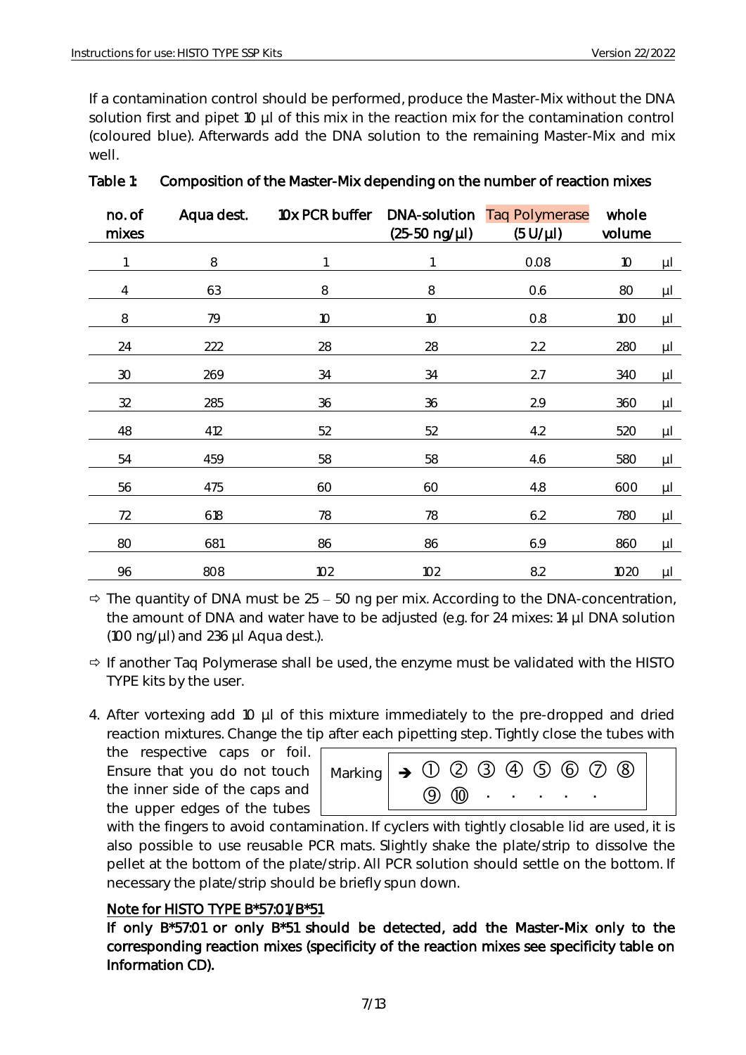If a contamination control should be performed, produce the Master-Mix without the DNA solution first and pipet 10 µl of this mix in the reaction mix for the contamination control (coloured blue). Afterwards add the DNA solution to the remaining Master-Mix and mix well.

**Table 1: Composition of the Master-Mix depending on the number of reaction mixes**

| no. of mixes | Aqua dest. | 10x PCR buffer | DNA-solution (25-50 ng/µl) | Taq Polymerase (5 U/µl) | whole volume | |
|---|---|---|---|---|---|---|
| 1 | 8 | 1 | 1 | 0.08 | 10 | µl |
| 4 | 63 | 8 | 8 | 0.6 | 80 | µl |
| 8 | 79 | 10 | 10 | 0.8 | 100 | µl |
| 24 | 222 | 28 | 28 | 2.2 | 280 | µl |
| 30 | 269 | 34 | 34 | 2.7 | 340 | µl |
| 32 | 285 | 36 | 36 | 2.9 | 360 | µl |
| 48 | 412 | 52 | 52 | 4.2 | 520 | µl |
| 54 | 459 | 58 | 58 | 4.6 | 580 | µl |
| 56 | 475 | 60 | 60 | 4.8 | 600 | µl |
| 72 | 618 | 78 | 78 | 6.2 | 780 | µl |
| 80 | 681 | 86 | 86 | 6.9 | 860 | µl |
| 96 | 808 | 102 | 102 | 8.2 | 1020 | µl |

⇨ The quantity of DNA must be 25 – 50 ng per mix. According to the DNA-concentration, the amount of DNA and water have to be adjusted (e.g. for 24 mixes: 14 µl DNA solution (100 ng/µl) and 236 µl Aqua dest.).

⇨ If another Taq Polymerase shall be used, the enzyme must be validated with the HISTO TYPE kits by the user.

4. After vortexing add 10 µl of this mixture immediately to the pre-dropped and dried reaction mixtures. Change the tip after each pipetting step. Tightly close the tubes with the respective caps or foil. Ensure that you do not touch the inner side of the caps and the upper edges of the tubes with the fingers to avoid contamination. If cyclers with tightly closable lid are used, it is also possible to use reusable PCR mats. Slightly shake the plate/strip to dissolve the pellet at the bottom of the plate/strip. All PCR solution should settle on the bottom. If necessary the plate/strip should be briefly spun down.

| Marking | → ① ② ③ ④ ⑤ ⑥ ⑦ ⑧ ⑨ ⑩ . . . . . |
|---|---|

**Note for HISTO TYPE B*57:01/B*51**

**If only B*57:01 or only B*51 should be detected, add the Master-Mix only to the corresponding reaction mixes (specificity of the reaction mixes see specificity table on Information CD).**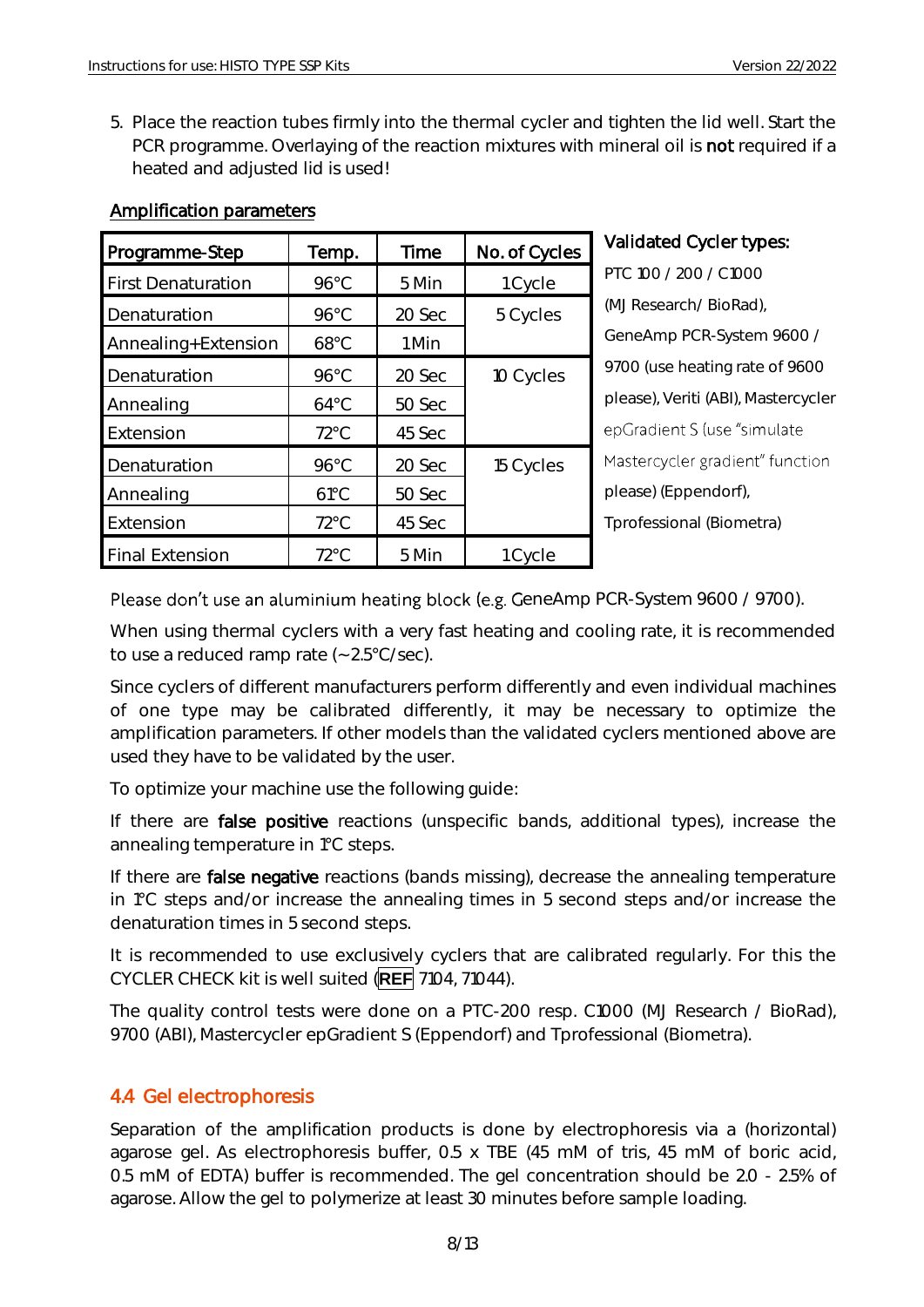5. Place the reaction tubes firmly into the thermal cycler and tighten the lid well. Start the PCR programme. Overlaying of the reaction mixtures with mineral oil is **not** required if a heated and adjusted lid is used!

<u>Amplification parameters</u>

| Programme-Step | Temp. | Time | No. of Cycles |
|---|---|---|---|
| First Denaturation | 96°C | 5 Min | 1 Cycle |
| Denaturation | 96°C | 20 Sec | 5 Cycles |
| Annealing+Extension | 68°C | 1 Min | |
| Denaturation | 96°C | 20 Sec | 10 Cycles |
| Annealing | 64°C | 50 Sec | |
| Extension | 72°C | 45 Sec | |
| Denaturation | 96°C | 20 Sec | 15 Cycles |
| Annealing | 61°C | 50 Sec | |
| Extension | 72°C | 45 Sec | |
| Final Extension | 72°C | 5 Min | 1 Cycle |

**Validated Cycler types:**

PTC 100 / 200 / C1000 (MJ Research/ BioRad), GeneAmp PCR-System 9600 / 9700 (use heating rate of 9600 please), Veriti (ABI), Mastercycler epGradient S (use "simulate Mastercycler gradient" function please) (Eppendorf), Tprofessional (Biometra)

Please don't use an aluminium heating block (e.g. GeneAmp PCR-System 9600 / 9700).

When using thermal cyclers with a very fast heating and cooling rate, it is recommended to use a reduced ramp rate (~2.5°C/sec).

Since cyclers of different manufacturers perform differently and even individual machines of one type may be calibrated differently, it may be necessary to optimize the amplification parameters. If other models than the validated cyclers mentioned above are used they have to be validated by the user.

To optimize your machine use the following guide:

If there are **false positive** reactions (unspecific bands, additional types), increase the annealing temperature in 1°C steps.

If there are **false negative** reactions (bands missing), decrease the annealing temperature in 1°C steps and/or increase the annealing times in 5 second steps and/or increase the denaturation times in 5 second steps.

It is recommended to use exclusively cyclers that are calibrated regularly. For this the CYCLER CHECK kit is well suited (**REF** 7104, 71044).

The quality control tests were done on a PTC-200 resp. C1000 (MJ Research / BioRad), 9700 (ABI), Mastercycler epGradient S (Eppendorf) and Tprofessional (Biometra).

## 4.4 Gel electrophoresis

Separation of the amplification products is done by electrophoresis via a (horizontal) agarose gel. As electrophoresis buffer, 0.5 x TBE (45 mM of tris, 45 mM of boric acid, 0.5 mM of EDTA) buffer is recommended. The gel concentration should be 2.0 - 2.5% of agarose. Allow the gel to polymerize at least 30 minutes before sample loading.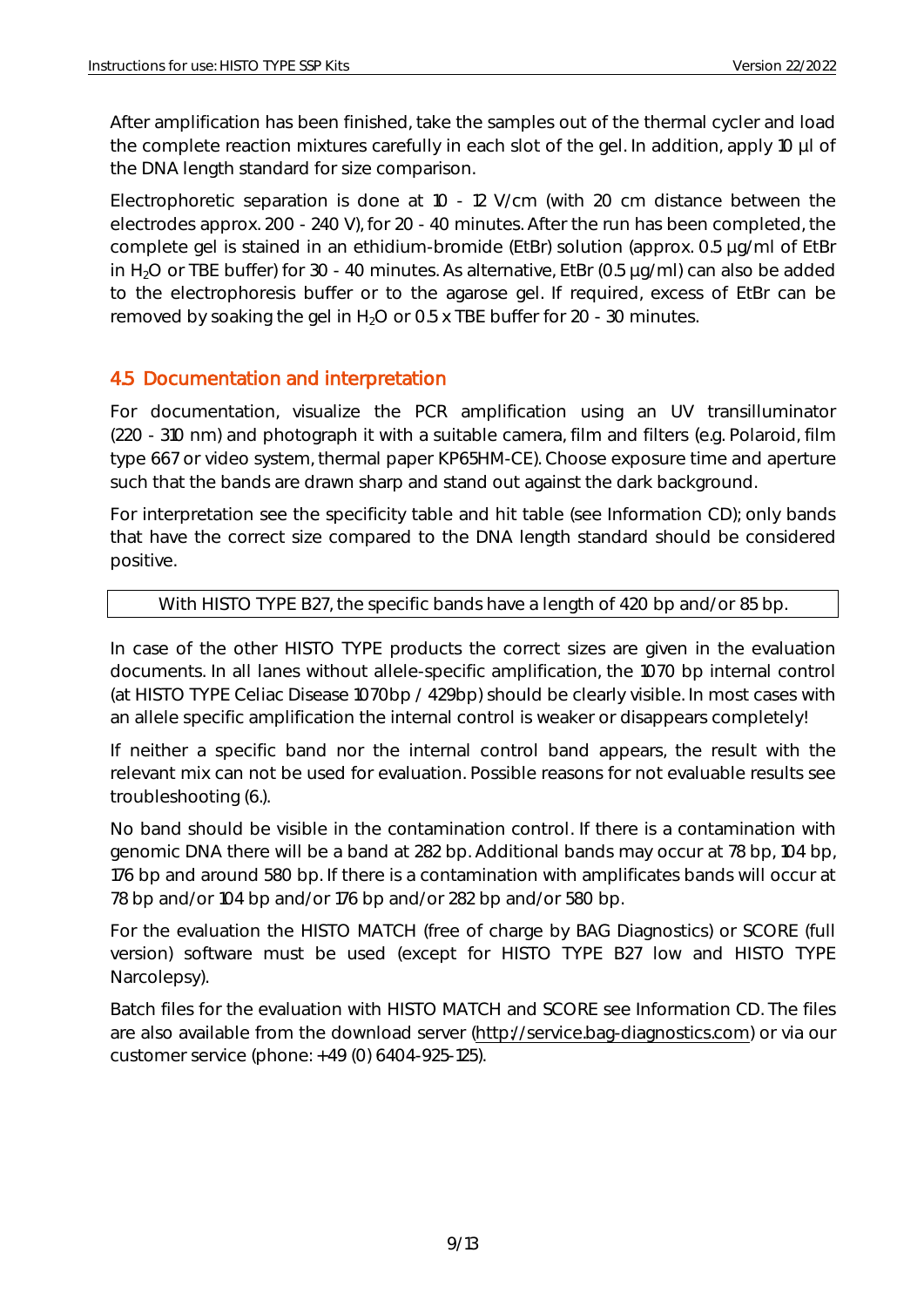After amplification has been finished, take the samples out of the thermal cycler and load the complete reaction mixtures carefully in each slot of the gel. In addition, apply 10 µl of the DNA length standard for size comparison.

Electrophoretic separation is done at 10 - 12 V/cm (with 20 cm distance between the electrodes approx. 200 - 240 V), for 20 - 40 minutes. After the run has been completed, the complete gel is stained in an ethidium-bromide (EtBr) solution (approx. 0.5 µg/ml of EtBr in $H_2O$ or TBE buffer) for 30 - 40 minutes. As alternative, EtBr (0.5 µg/ml) can also be added to the electrophoresis buffer or to the agarose gel. If required, excess of EtBr can be removed by soaking the gel in $H_2O$ or 0.5 x TBE buffer for 20 - 30 minutes.

## 4.5 Documentation and interpretation

For documentation, visualize the PCR amplification using an UV transilluminator (220 - 310 nm) and photograph it with a suitable camera, film and filters (e.g. Polaroid, film type 667 or video system, thermal paper KP65HM-CE). Choose exposure time and aperture such that the bands are drawn sharp and stand out against the dark background.

For interpretation see the specificity table and hit table (see Information CD); only bands that have the correct size compared to the DNA length standard should be considered positive.

| With HISTO TYPE B27, the specific bands have a length of 420 bp and/or 85 bp. |
|---|

In case of the other HISTO TYPE products the correct sizes are given in the evaluation documents. In all lanes without allele-specific amplification, the 1070 bp internal control (at HISTO TYPE Celiac Disease 1070bp / 429bp) should be clearly visible. In most cases with an allele specific amplification the internal control is weaker or disappears completely!

If neither a specific band nor the internal control band appears, the result with the relevant mix can not be used for evaluation. Possible reasons for not evaluable results see troubleshooting (6.).

No band should be visible in the contamination control. If there is a contamination with genomic DNA there will be a band at 282 bp. Additional bands may occur at 78 bp, 104 bp, 176 bp and around 580 bp. If there is a contamination with amplificates bands will occur at 78 bp and/or 104 bp and/or 176 bp and/or 282 bp and/or 580 bp.

For the evaluation the HISTO MATCH (free of charge by BAG Diagnostics) or SCORE (full version) software must be used (except for HISTO TYPE B27 low and HISTO TYPE Narcolepsy).

Batch files for the evaluation with HISTO MATCH and SCORE see Information CD. The files are also available from the download server (http://service.bag-diagnostics.com) or via our customer service (phone: +49 (0) 6404-925-125).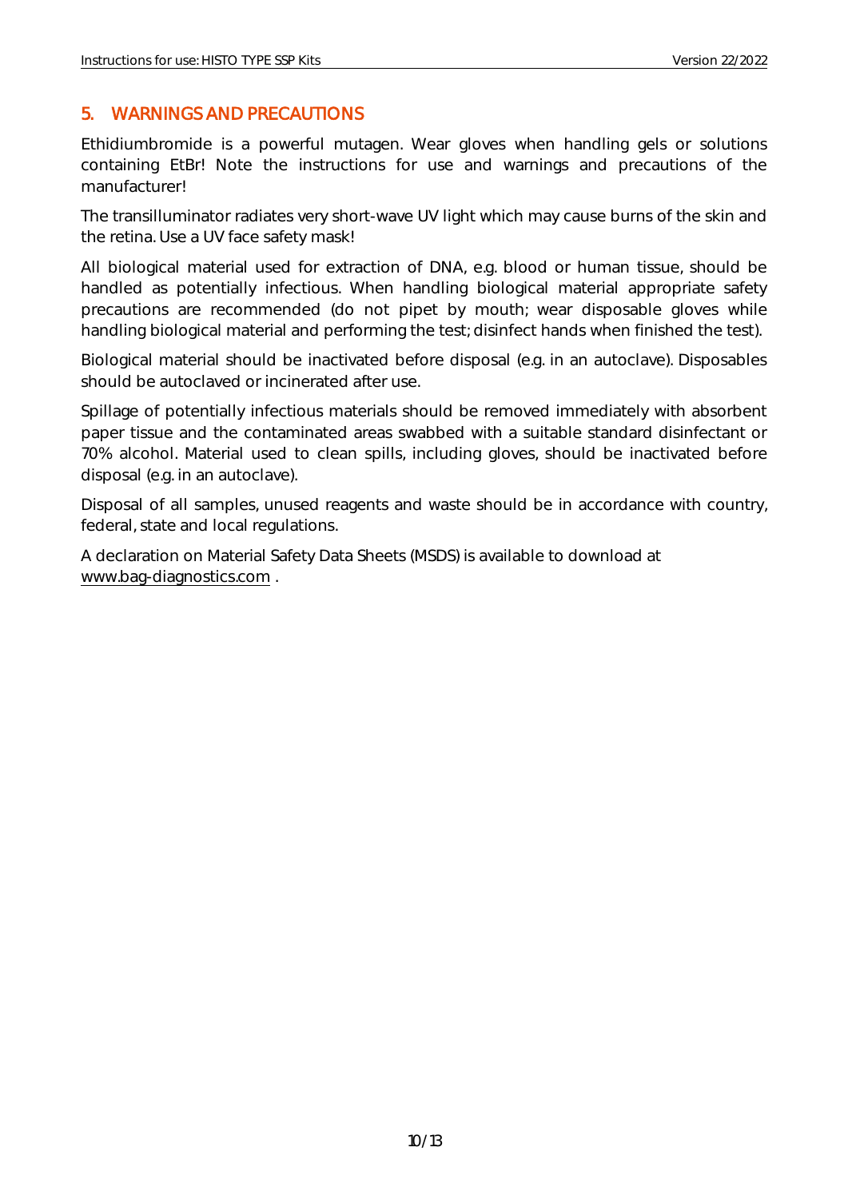## 5. WARNINGS AND PRECAUTIONS

Ethidiumbromide is a powerful mutagen. Wear gloves when handling gels or solutions containing EtBr! Note the instructions for use and warnings and precautions of the manufacturer!

The transilluminator radiates very short-wave UV light which may cause burns of the skin and the retina. Use a UV face safety mask!

All biological material used for extraction of DNA, e.g. blood or human tissue, should be handled as potentially infectious. When handling biological material appropriate safety precautions are recommended (do not pipet by mouth; wear disposable gloves while handling biological material and performing the test; disinfect hands when finished the test).

Biological material should be inactivated before disposal (e.g. in an autoclave). Disposables should be autoclaved or incinerated after use.

Spillage of potentially infectious materials should be removed immediately with absorbent paper tissue and the contaminated areas swabbed with a suitable standard disinfectant or 70% alcohol. Material used to clean spills, including gloves, should be inactivated before disposal (e.g. in an autoclave).

Disposal of all samples, unused reagents and waste should be in accordance with country, federal, state and local regulations.

A declaration on Material Safety Data Sheets (MSDS) is available to download at www.bag-diagnostics.com .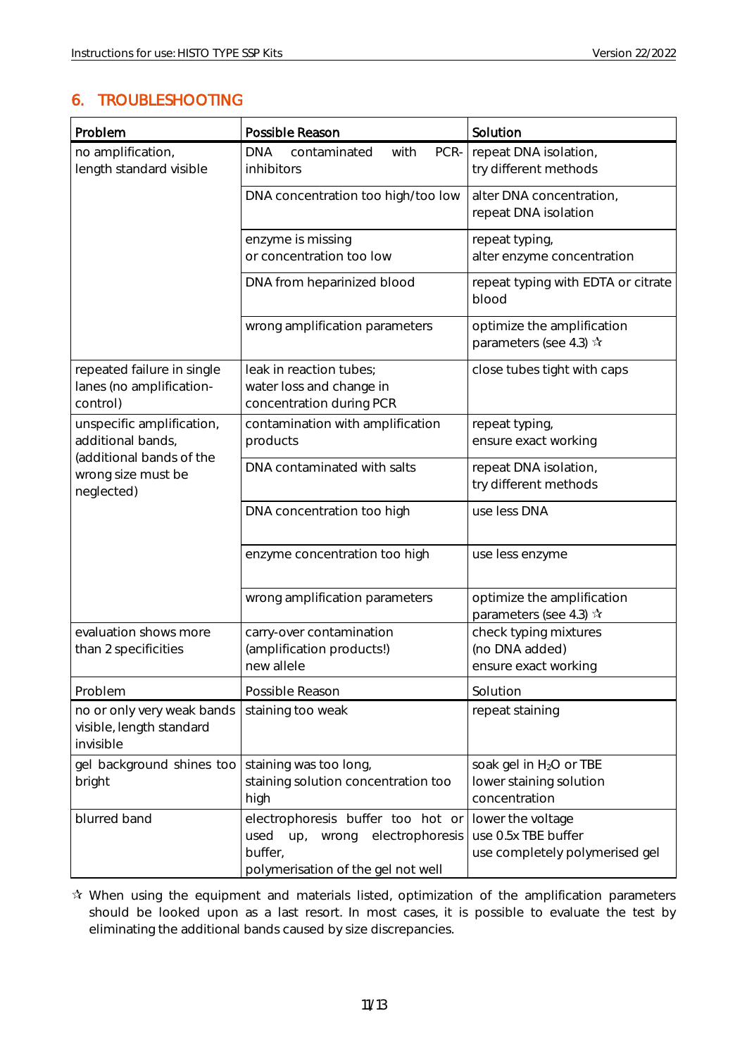## 6. TROUBLESHOOTING

| Problem | Possible Reason | Solution |
|---|---|---|
| no amplification, length standard visible | DNA contaminated with PCR-inhibitors | repeat DNA isolation, try different methods |
| | DNA concentration too high/too low | alter DNA concentration, repeat DNA isolation |
| | enzyme is missing or concentration too low | repeat typing, alter enzyme concentration |
| | DNA from heparinized blood | repeat typing with EDTA or citrate blood |
| | wrong amplification parameters | optimize the amplification parameters (see 4.3) ☆ |
| repeated failure in single lanes (no amplification-control) | leak in reaction tubes; water loss and change in concentration during PCR | close tubes tight with caps |
| unspecific amplification, additional bands, (additional bands of the wrong size must be neglected) | contamination with amplification products | repeat typing, ensure exact working |
| | DNA contaminated with salts | repeat DNA isolation, try different methods |
| | DNA concentration too high | use less DNA |
| | enzyme concentration too high | use less enzyme |
| | wrong amplification parameters | optimize the amplification parameters (see 4.3) ☆ |
| evaluation shows more than 2 specificities | carry-over contamination (amplification products!) new allele | check typing mixtures (no DNA added) ensure exact working |
| Problem | Possible Reason | Solution |
| no or only very weak bands visible, length standard invisible | staining too weak | repeat staining |
| gel background shines too bright | staining was too long, staining solution concentration too high | soak gel in $H_2O$ or TBE lower staining solution concentration |
| blurred band | electrophoresis buffer too hot or used up, wrong electrophoresis buffer, polymerisation of the gel not well | lower the voltage use 0.5x TBE buffer use completely polymerised gel |

☆ When using the equipment and materials listed, optimization of the amplification parameters should be looked upon as a last resort. In most cases, it is possible to evaluate the test by eliminating the additional bands caused by size discrepancies.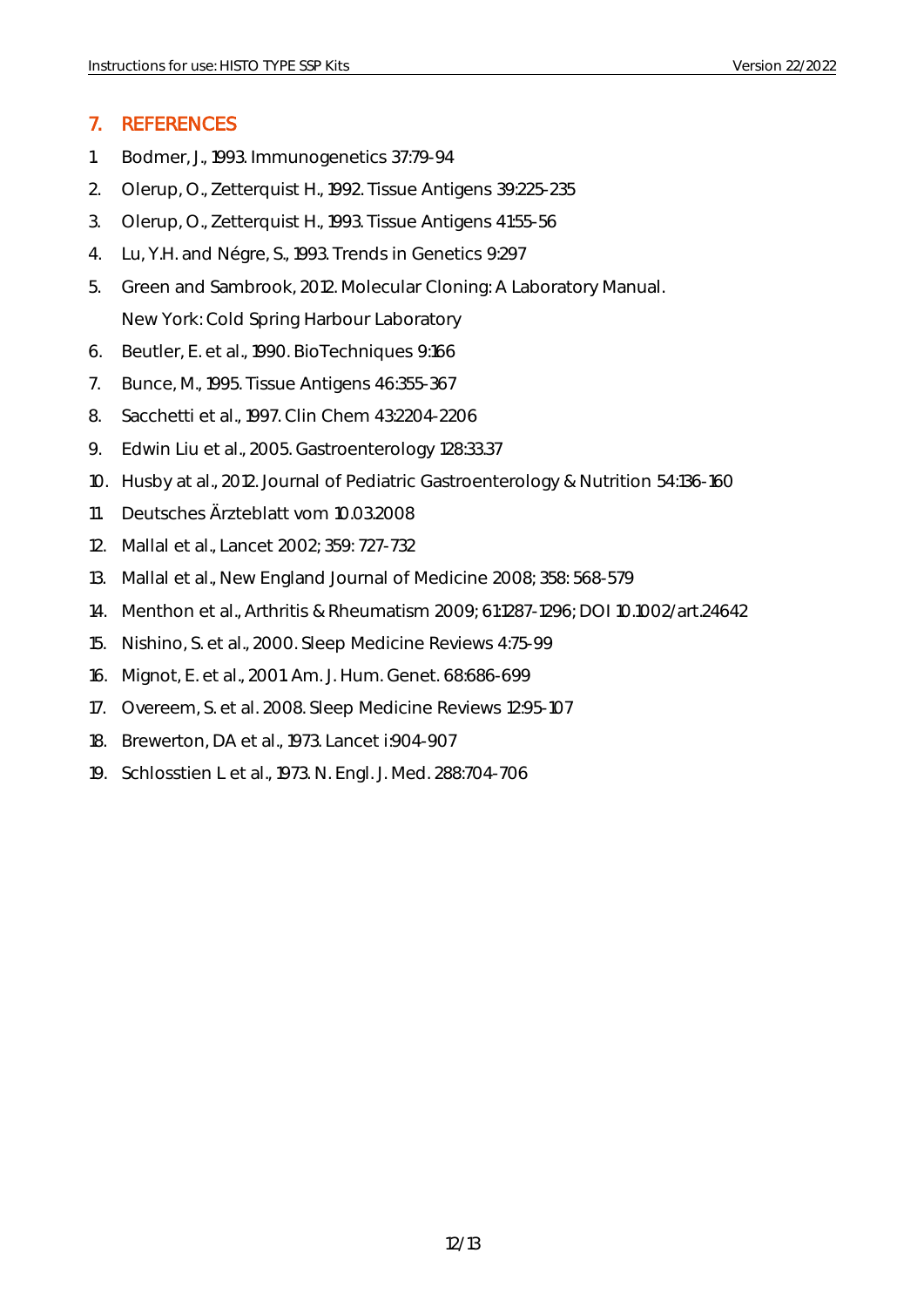## 7. REFERENCES

1. Bodmer, J., 1993. Immunogenetics 37:79-94
2. Olerup, O., Zetterquist H., 1992. Tissue Antigens 39:225-235
3. Olerup, O., Zetterquist H., 1993. Tissue Antigens 41:55-56
4. Lu, Y.H. and Négre, S., 1993. Trends in Genetics 9:297
5. Green and Sambrook, 2012. Molecular Cloning: A Laboratory Manual. New York: Cold Spring Harbour Laboratory
6. Beutler, E. et al., 1990. BioTechniques 9:166
7. Bunce, M., 1995. Tissue Antigens 46:355-367
8. Sacchetti et al., 1997. Clin Chem 43:2204-2206
9. Edwin Liu et al., 2005. Gastroenterology 128:33.37
10. Husby at al., 2012. Journal of Pediatric Gastroenterology & Nutrition 54:136-160
11. Deutsches Ärzteblatt vom 10.03.2008
12. Mallal et al., Lancet 2002; 359: 727-732
13. Mallal et al., New England Journal of Medicine 2008; 358: 568-579
14. Menthon et al., Arthritis & Rheumatism 2009; 61:1287-1296; DOI 10.1002/art.24642
15. Nishino, S. et al., 2000. Sleep Medicine Reviews 4:75-99
16. Mignot, E. et al., 2001. Am. J. Hum. Genet. 68:686-699
17. Overeem, S. et al. 2008. Sleep Medicine Reviews 12:95-107
18. Brewerton, DA et al., 1973. Lancet i:904-907
19. Schlosstien L et al., 1973. N. Engl. J. Med. 288:704-706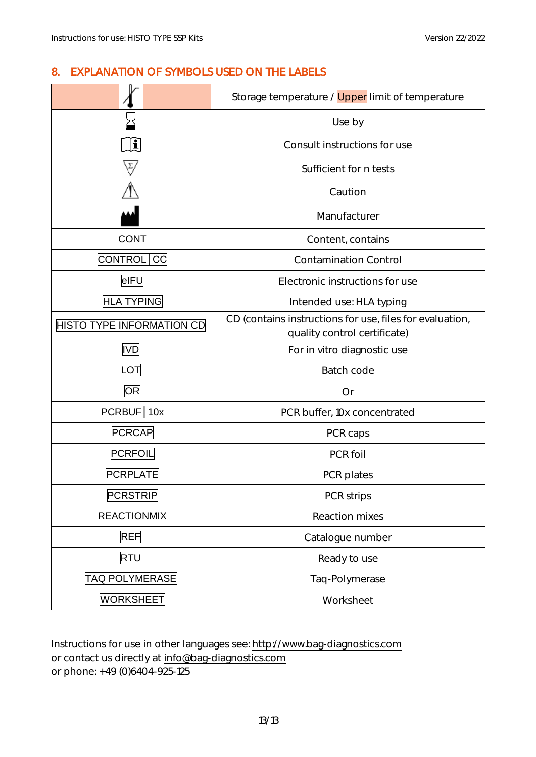## 8. EXPLANATION OF SYMBOLS USED ON THE LABELS

| | |
|---|---|
| | Storage temperature / Upper limit of temperature |
| | Use by |
| | Consult instructions for use |
| | Sufficient for n tests |
| | Caution |
| | Manufacturer |
| CONT | Content, contains |
| CONTROL \| CC | Contamination Control |
| eIFU | Electronic instructions for use |
| HLA TYPING | Intended use: HLA typing |
| HISTO TYPE INFORMATION CD | CD (contains instructions for use, files for evaluation, quality control certificate) |
| IVD | For in vitro diagnostic use |
| LOT | Batch code |
| OR | Or |
| PCRBUF \| 10x | PCR buffer, 10x concentrated |
| PCRCAP | PCR caps |
| PCRFOIL | PCR foil |
| PCRPLATE | PCR plates |
| PCRSTRIP | PCR strips |
| REACTIONMIX | Reaction mixes |
| REF | Catalogue number |
| RTU | Ready to use |
| TAQ POLYMERASE | Taq-Polymerase |
| WORKSHEET | Worksheet |

Instructions for use in other languages see: http://www.bag-diagnostics.com
or contact us directly at info@bag-diagnostics.com
or phone: +49 (0)6404-925-125